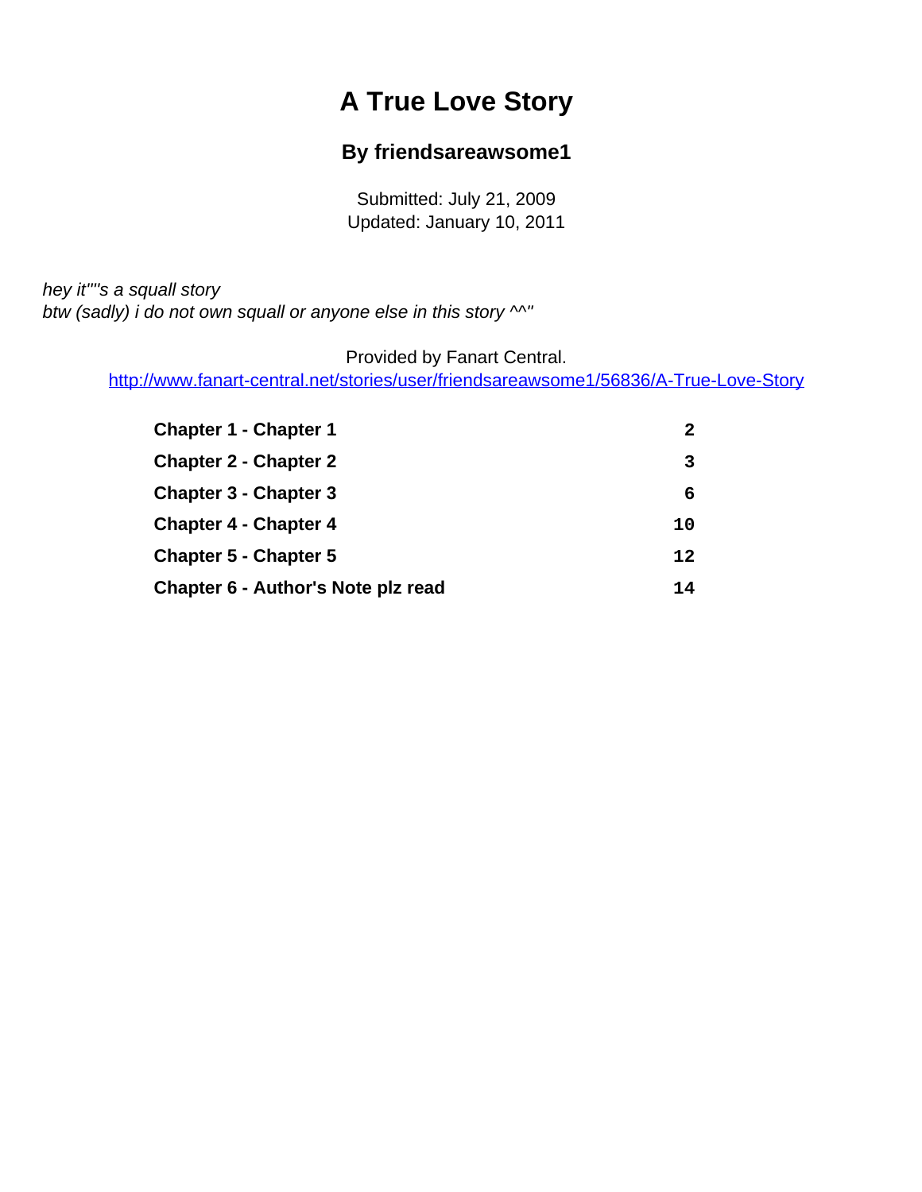# A True Love Story

## By friendsareawsome1

Submitted: July 21, 2009
Updated: January 10, 2011

*hey it""s a squall story*
*btw (sadly) i do not own squall or anyone else in this story ^^"*

Provided by Fanart Central.
http://www.fanart-central.net/stories/user/friendsareawsome1/56836/A-True-Love-Story

| | |
|---|---|
| **Chapter 1 - Chapter 1** | 2 |
| **Chapter 2 - Chapter 2** | 3 |
| **Chapter 3 - Chapter 3** | 6 |
| **Chapter 4 - Chapter 4** | 10 |
| **Chapter 5 - Chapter 5** | 12 |
| **Chapter 6 - Author's Note plz read** | 14 |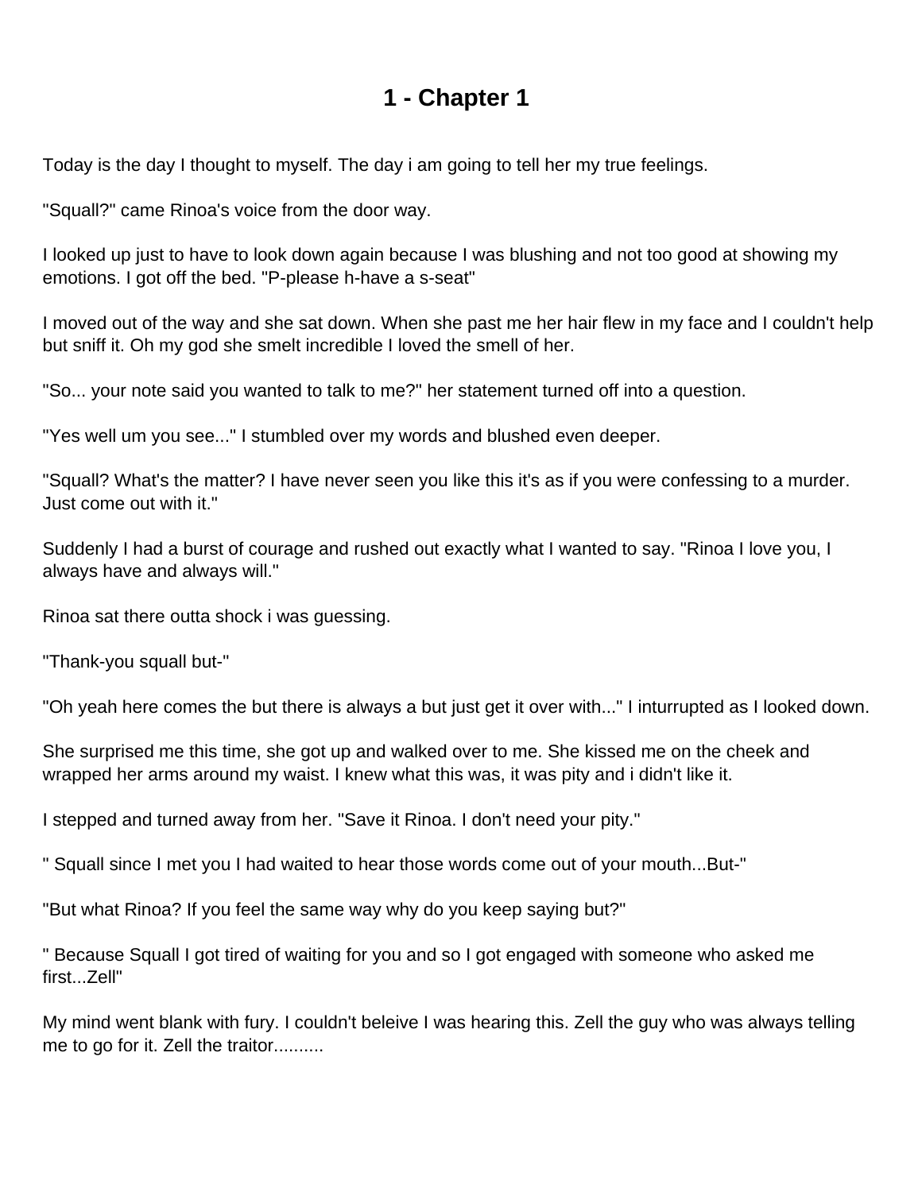# 1 - Chapter 1

Today is the day I thought to myself. The day i am going to tell her my true feelings.

"Squall?" came Rinoa's voice from the door way.

I looked up just to have to look down again because I was blushing and not too good at showing my emotions. I got off the bed. "P-please h-have a s-seat"

I moved out of the way and she sat down. When she past me her hair flew in my face and I couldn't help but sniff it. Oh my god she smelt incredible I loved the smell of her.

"So... your note said you wanted to talk to me?" her statement turned off into a question.

"Yes well um you see..." I stumbled over my words and blushed even deeper.

"Squall? What's the matter? I have never seen you like this it's as if you were confessing to a murder. Just come out with it."

Suddenly I had a burst of courage and rushed out exactly what I wanted to say. "Rinoa I love you, I always have and always will."

Rinoa sat there outta shock i was guessing.

"Thank-you squall but-"

"Oh yeah here comes the but there is always a but just get it over with..." I inturrupted as I looked down.

She surprised me this time, she got up and walked over to me. She kissed me on the cheek and wrapped her arms around my waist. I knew what this was, it was pity and i didn't like it.

I stepped and turned away from her. "Save it Rinoa. I don't need your pity."

" Squall since I met you I had waited to hear those words come out of your mouth...But-"

"But what Rinoa? If you feel the same way why do you keep saying but?"

" Because Squall I got tired of waiting for you and so I got engaged with someone who asked me first...Zell"

My mind went blank with fury. I couldn't beleive I was hearing this. Zell the guy who was always telling me to go for it. Zell the traitor..........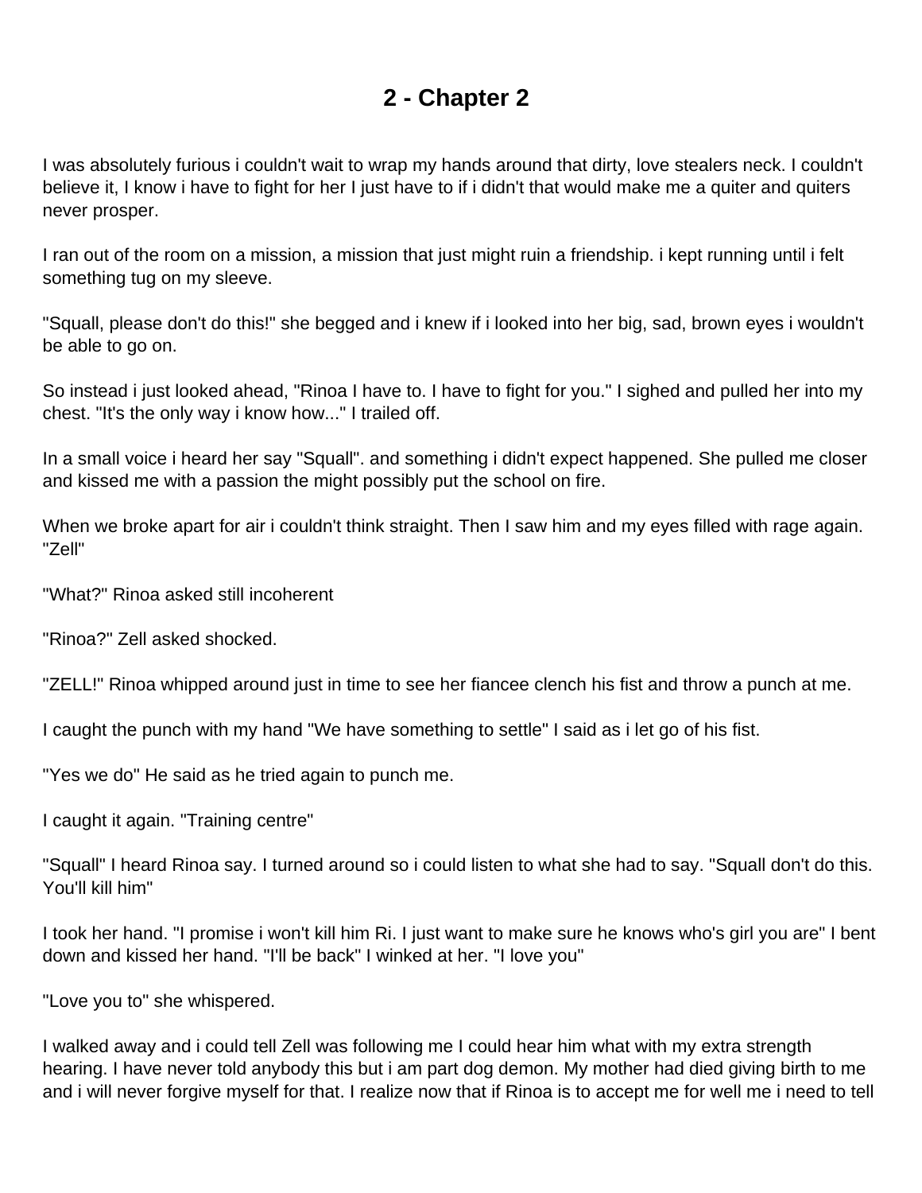# 2 - Chapter 2

I was absolutely furious i couldn't wait to wrap my hands around that dirty, love stealers neck. I couldn't believe it, I know i have to fight for her I just have to if i didn't that would make me a quiter and quiters never prosper.

I ran out of the room on a mission, a mission that just might ruin a friendship. i kept running until i felt something tug on my sleeve.

"Squall, please don't do this!" she begged and i knew if i looked into her big, sad, brown eyes i wouldn't be able to go on.

So instead i just looked ahead, "Rinoa I have to. I have to fight for you." I sighed and pulled her into my chest. "It's the only way i know how..." I trailed off.

In a small voice i heard her say "Squall". and something i didn't expect happened. She pulled me closer and kissed me with a passion the might possibly put the school on fire.

When we broke apart for air i couldn't think straight. Then I saw him and my eyes filled with rage again. "Zell"

"What?" Rinoa asked still incoherent

"Rinoa?" Zell asked shocked.

"ZELL!" Rinoa whipped around just in time to see her fiancee clench his fist and throw a punch at me.

I caught the punch with my hand "We have something to settle" I said as i let go of his fist.

"Yes we do" He said as he tried again to punch me.

I caught it again. "Training centre"

"Squall" I heard Rinoa say. I turned around so i could listen to what she had to say. "Squall don't do this. You'll kill him"

I took her hand. "I promise i won't kill him Ri. I just want to make sure he knows who's girl you are" I bent down and kissed her hand. "I'll be back" I winked at her. "I love you"

"Love you to" she whispered.

I walked away and i could tell Zell was following me I could hear him what with my extra strength hearing. I have never told anybody this but i am part dog demon. My mother had died giving birth to me and i will never forgive myself for that. I realize now that if Rinoa is to accept me for well me i need to tell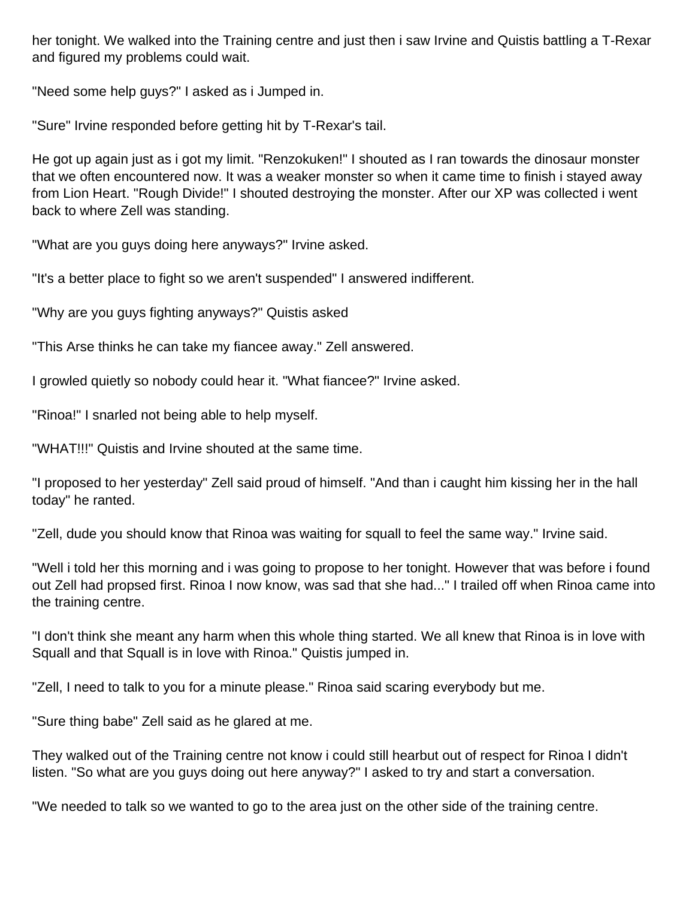her tonight. We walked into the Training centre and just then i saw Irvine and Quistis battling a T-Rexar and figured my problems could wait.

"Need some help guys?" I asked as i Jumped in.

"Sure" Irvine responded before getting hit by T-Rexar's tail.

He got up again just as i got my limit. "Renzokuken!" I shouted as I ran towards the dinosaur monster that we often encountered now. It was a weaker monster so when it came time to finish i stayed away from Lion Heart. "Rough Divide!" I shouted destroying the monster. After our XP was collected i went back to where Zell was standing.

"What are you guys doing here anyways?" Irvine asked.

"It's a better place to fight so we aren't suspended" I answered indifferent.

"Why are you guys fighting anyways?" Quistis asked

"This Arse thinks he can take my fiancee away." Zell answered.

I growled quietly so nobody could hear it. "What fiancee?" Irvine asked.

"Rinoa!" I snarled not being able to help myself.

"WHAT!!!" Quistis and Irvine shouted at the same time.

"I proposed to her yesterday" Zell said proud of himself. "And than i caught him kissing her in the hall today" he ranted.

"Zell, dude you should know that Rinoa was waiting for squall to feel the same way." Irvine said.

"Well i told her this morning and i was going to propose to her tonight. However that was before i found out Zell had propsed first. Rinoa I now know, was sad that she had..." I trailed off when Rinoa came into the training centre.

"I don't think she meant any harm when this whole thing started. We all knew that Rinoa is in love with Squall and that Squall is in love with Rinoa." Quistis jumped in.

"Zell, I need to talk to you for a minute please." Rinoa said scaring everybody but me.

"Sure thing babe" Zell said as he glared at me.

They walked out of the Training centre not know i could still hearbut out of respect for Rinoa I didn't listen. "So what are you guys doing out here anyway?" I asked to try and start a conversation.

"We needed to talk so we wanted to go to the area just on the other side of the training centre.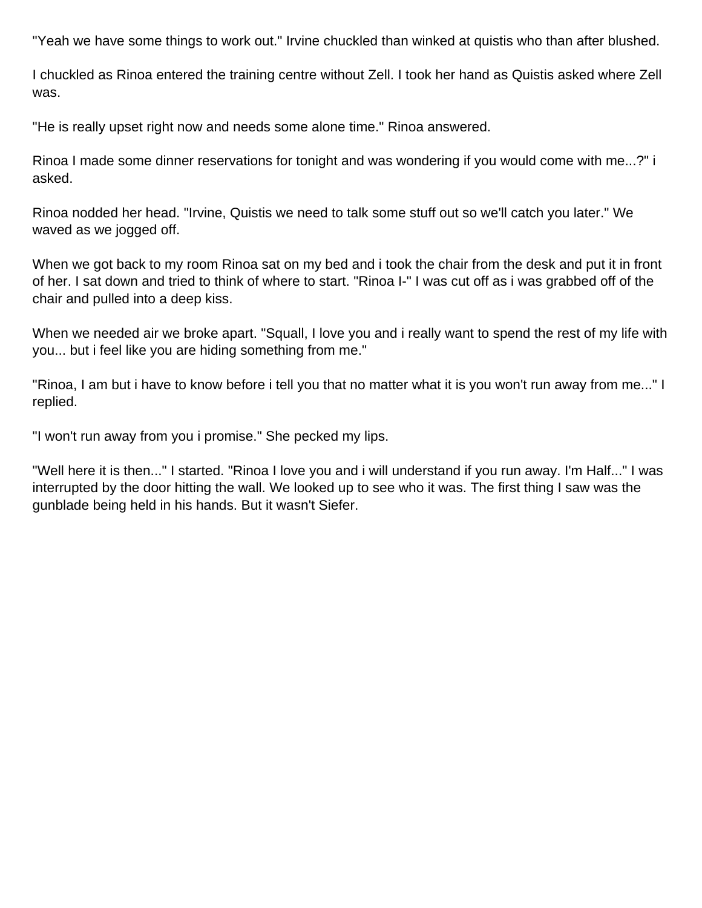"Yeah we have some things to work out." Irvine chuckled than winked at quistis who than after blushed.

I chuckled as Rinoa entered the training centre without Zell. I took her hand as Quistis asked where Zell was.

"He is really upset right now and needs some alone time." Rinoa answered.

Rinoa I made some dinner reservations for tonight and was wondering if you would come with me...?" i asked.

Rinoa nodded her head. "Irvine, Quistis we need to talk some stuff out so we'll catch you later." We waved as we jogged off.

When we got back to my room Rinoa sat on my bed and i took the chair from the desk and put it in front of her. I sat down and tried to think of where to start. "Rinoa I-" I was cut off as i was grabbed off of the chair and pulled into a deep kiss.

When we needed air we broke apart. "Squall, I love you and i really want to spend the rest of my life with you... but i feel like you are hiding something from me."

"Rinoa, I am but i have to know before i tell you that no matter what it is you won't run away from me..." I replied.

"I won't run away from you i promise." She pecked my lips.

"Well here it is then..." I started. "Rinoa I love you and i will understand if you run away. I'm Half..." I was interrupted by the door hitting the wall. We looked up to see who it was. The first thing I saw was the gunblade being held in his hands. But it wasn't Siefer.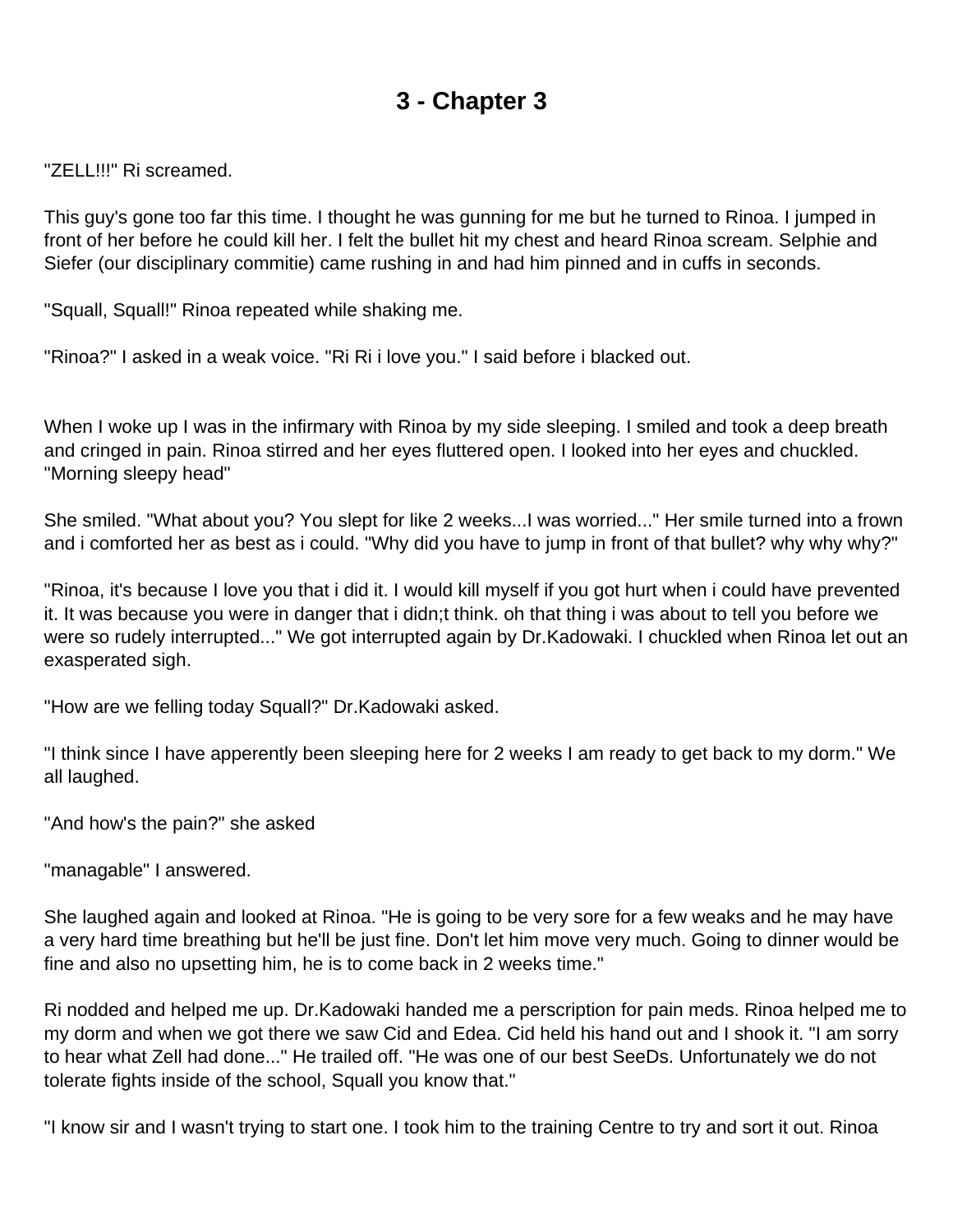# 3 - Chapter 3

"ZELL!!!" Ri screamed.

This guy's gone too far this time. I thought he was gunning for me but he turned to Rinoa. I jumped in front of her before he could kill her. I felt the bullet hit my chest and heard Rinoa scream. Selphie and Siefer (our disciplinary commitie) came rushing in and had him pinned and in cuffs in seconds.

"Squall, Squall!" Rinoa repeated while shaking me.

"Rinoa?" I asked in a weak voice. "Ri Ri i love you." I said before i blacked out.

When I woke up I was in the infirmary with Rinoa by my side sleeping. I smiled and took a deep breath and cringed in pain. Rinoa stirred and her eyes fluttered open. I looked into her eyes and chuckled. "Morning sleepy head"

She smiled. "What about you? You slept for like 2 weeks...I was worried..." Her smile turned into a frown and i comforted her as best as i could. "Why did you have to jump in front of that bullet? why why why?"

"Rinoa, it's because I love you that i did it. I would kill myself if you got hurt when i could have prevented it. It was because you were in danger that i didn;t think. oh that thing i was about to tell you before we were so rudely interrupted..." We got interrupted again by Dr.Kadowaki. I chuckled when Rinoa let out an exasperated sigh.

"How are we felling today Squall?" Dr.Kadowaki asked.

"I think since I have apperently been sleeping here for 2 weeks I am ready to get back to my dorm." We all laughed.

"And how's the pain?" she asked

"managable" I answered.

She laughed again and looked at Rinoa. "He is going to be very sore for a few weaks and he may have a very hard time breathing but he'll be just fine. Don't let him move very much. Going to dinner would be fine and also no upsetting him, he is to come back in 2 weeks time."

Ri nodded and helped me up. Dr.Kadowaki handed me a perscription for pain meds. Rinoa helped me to my dorm and when we got there we saw Cid and Edea. Cid held his hand out and I shook it. "I am sorry to hear what Zell had done..." He trailed off. "He was one of our best SeeDs. Unfortunately we do not tolerate fights inside of the school, Squall you know that."

"I know sir and I wasn't trying to start one. I took him to the training Centre to try and sort it out. Rinoa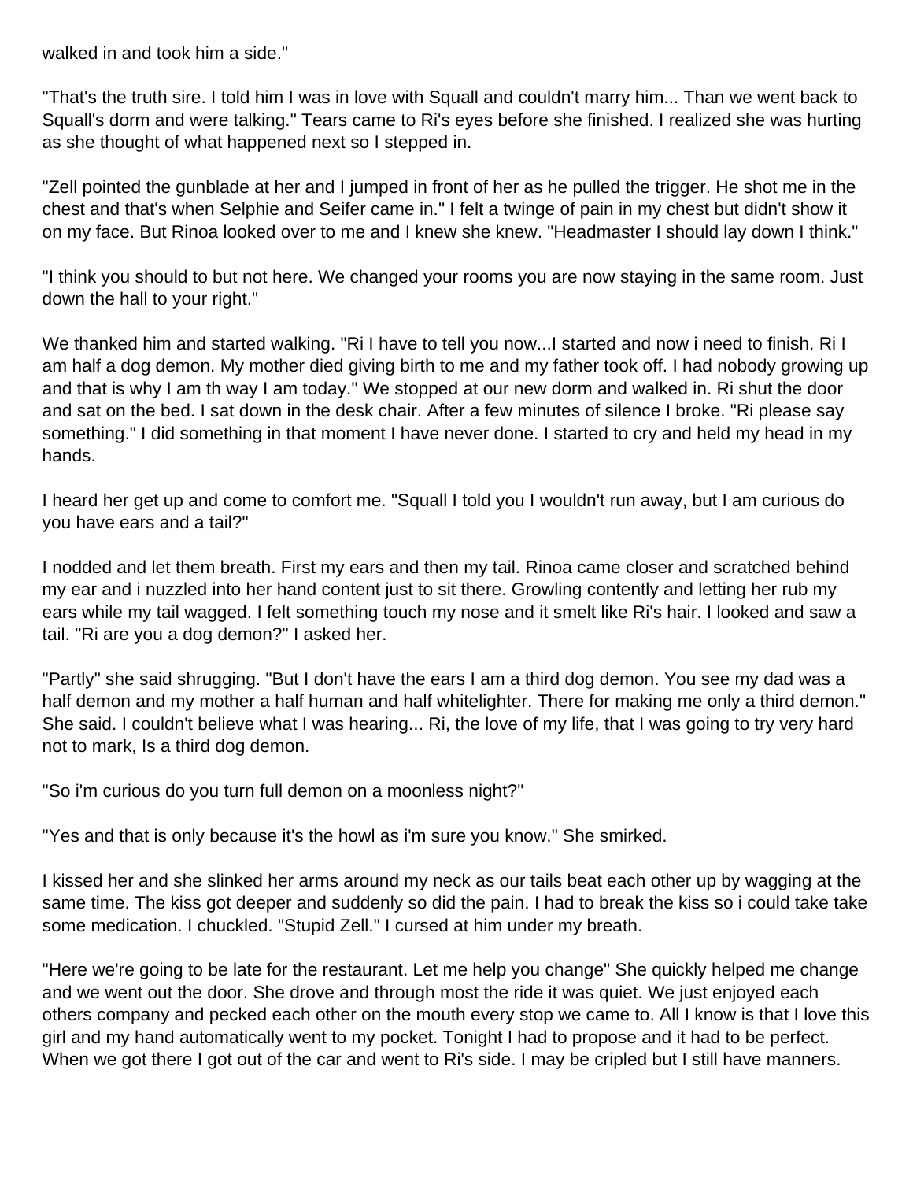walked in and took him a side."

"That's the truth sire. I told him I was in love with Squall and couldn't marry him... Than we went back to Squall's dorm and were talking." Tears came to Ri's eyes before she finished. I realized she was hurting as she thought of what happened next so I stepped in.

"Zell pointed the gunblade at her and I jumped in front of her as he pulled the trigger. He shot me in the chest and that's when Selphie and Seifer came in." I felt a twinge of pain in my chest but didn't show it on my face. But Rinoa looked over to me and I knew she knew. "Headmaster I should lay down I think."

"I think you should to but not here. We changed your rooms you are now staying in the same room. Just down the hall to your right."

We thanked him and started walking. "Ri I have to tell you now...I started and now i need to finish. Ri I am half a dog demon. My mother died giving birth to me and my father took off. I had nobody growing up and that is why I am th way I am today." We stopped at our new dorm and walked in. Ri shut the door and sat on the bed. I sat down in the desk chair. After a few minutes of silence I broke. "Ri please say something." I did something in that moment I have never done. I started to cry and held my head in my hands.

I heard her get up and come to comfort me. "Squall I told you I wouldn't run away, but I am curious do you have ears and a tail?"

I nodded and let them breath. First my ears and then my tail. Rinoa came closer and scratched behind my ear and i nuzzled into her hand content just to sit there. Growling contently and letting her rub my ears while my tail wagged. I felt something touch my nose and it smelt like Ri's hair. I looked and saw a tail. "Ri are you a dog demon?" I asked her.

"Partly" she said shrugging. "But I don't have the ears I am a third dog demon. You see my dad was a half demon and my mother a half human and half whitelighter. There for making me only a third demon." She said. I couldn't believe what I was hearing... Ri, the love of my life, that I was going to try very hard not to mark, Is a third dog demon.

"So i'm curious do you turn full demon on a moonless night?"

"Yes and that is only because it's the howl as i'm sure you know." She smirked.

I kissed her and she slinked her arms around my neck as our tails beat each other up by wagging at the same time. The kiss got deeper and suddenly so did the pain. I had to break the kiss so i could take take some medication. I chuckled. "Stupid Zell." I cursed at him under my breath.

"Here we're going to be late for the restaurant. Let me help you change" She quickly helped me change and we went out the door. She drove and through most the ride it was quiet. We just enjoyed each others company and pecked each other on the mouth every stop we came to. All I know is that I love this girl and my hand automatically went to my pocket. Tonight I had to propose and it had to be perfect. When we got there I got out of the car and went to Ri's side. I may be cripled but I still have manners.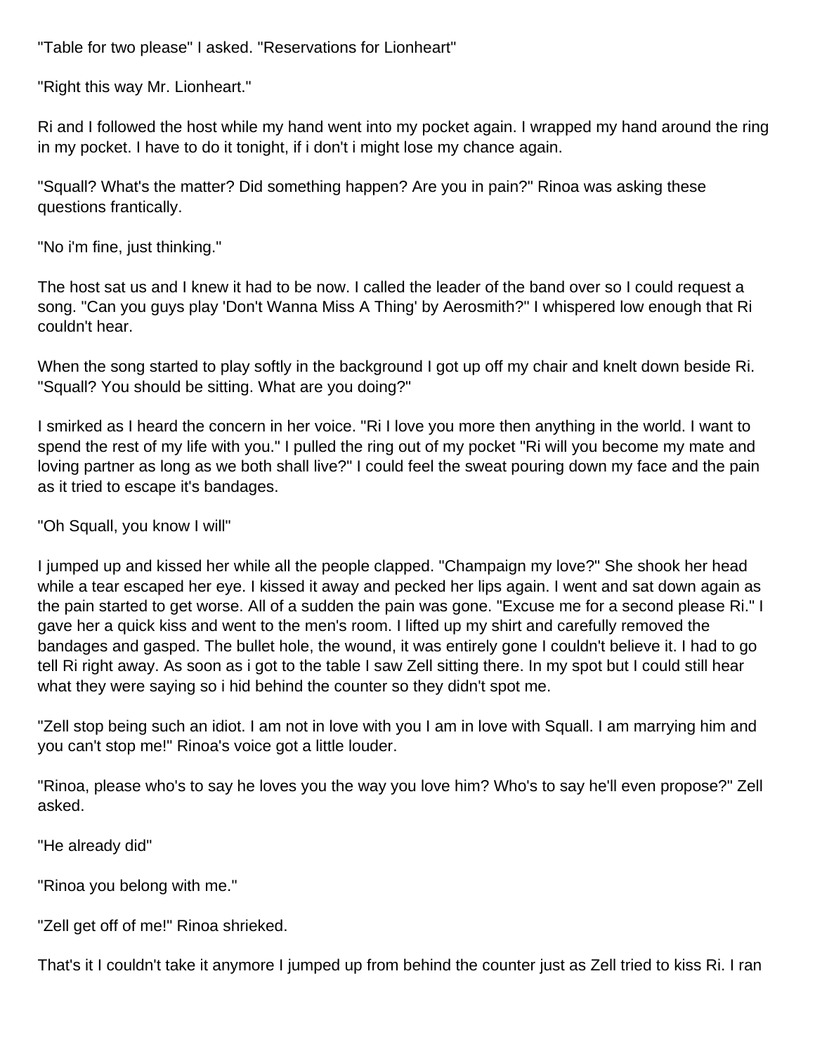"Table for two please" I asked. "Reservations for Lionheart"

"Right this way Mr. Lionheart."

Ri and I followed the host while my hand went into my pocket again. I wrapped my hand around the ring in my pocket. I have to do it tonight, if i don't i might lose my chance again.

"Squall? What's the matter? Did something happen? Are you in pain?" Rinoa was asking these questions frantically.

"No i'm fine, just thinking."

The host sat us and I knew it had to be now. I called the leader of the band over so I could request a song. "Can you guys play 'Don't Wanna Miss A Thing' by Aerosmith?" I whispered low enough that Ri couldn't hear.

When the song started to play softly in the background I got up off my chair and knelt down beside Ri. "Squall? You should be sitting. What are you doing?"

I smirked as I heard the concern in her voice. "Ri I love you more then anything in the world. I want to spend the rest of my life with you." I pulled the ring out of my pocket "Ri will you become my mate and loving partner as long as we both shall live?" I could feel the sweat pouring down my face and the pain as it tried to escape it's bandages.

"Oh Squall, you know I will"

I jumped up and kissed her while all the people clapped. "Champaign my love?" She shook her head while a tear escaped her eye. I kissed it away and pecked her lips again. I went and sat down again as the pain started to get worse. All of a sudden the pain was gone. "Excuse me for a second please Ri." I gave her a quick kiss and went to the men's room. I lifted up my shirt and carefully removed the bandages and gasped. The bullet hole, the wound, it was entirely gone I couldn't believe it. I had to go tell Ri right away. As soon as i got to the table I saw Zell sitting there. In my spot but I could still hear what they were saying so i hid behind the counter so they didn't spot me.

"Zell stop being such an idiot. I am not in love with you I am in love with Squall. I am marrying him and you can't stop me!" Rinoa's voice got a little louder.

"Rinoa, please who's to say he loves you the way you love him? Who's to say he'll even propose?" Zell asked.

"He already did"

"Rinoa you belong with me."

"Zell get off of me!" Rinoa shrieked.

That's it I couldn't take it anymore I jumped up from behind the counter just as Zell tried to kiss Ri. I ran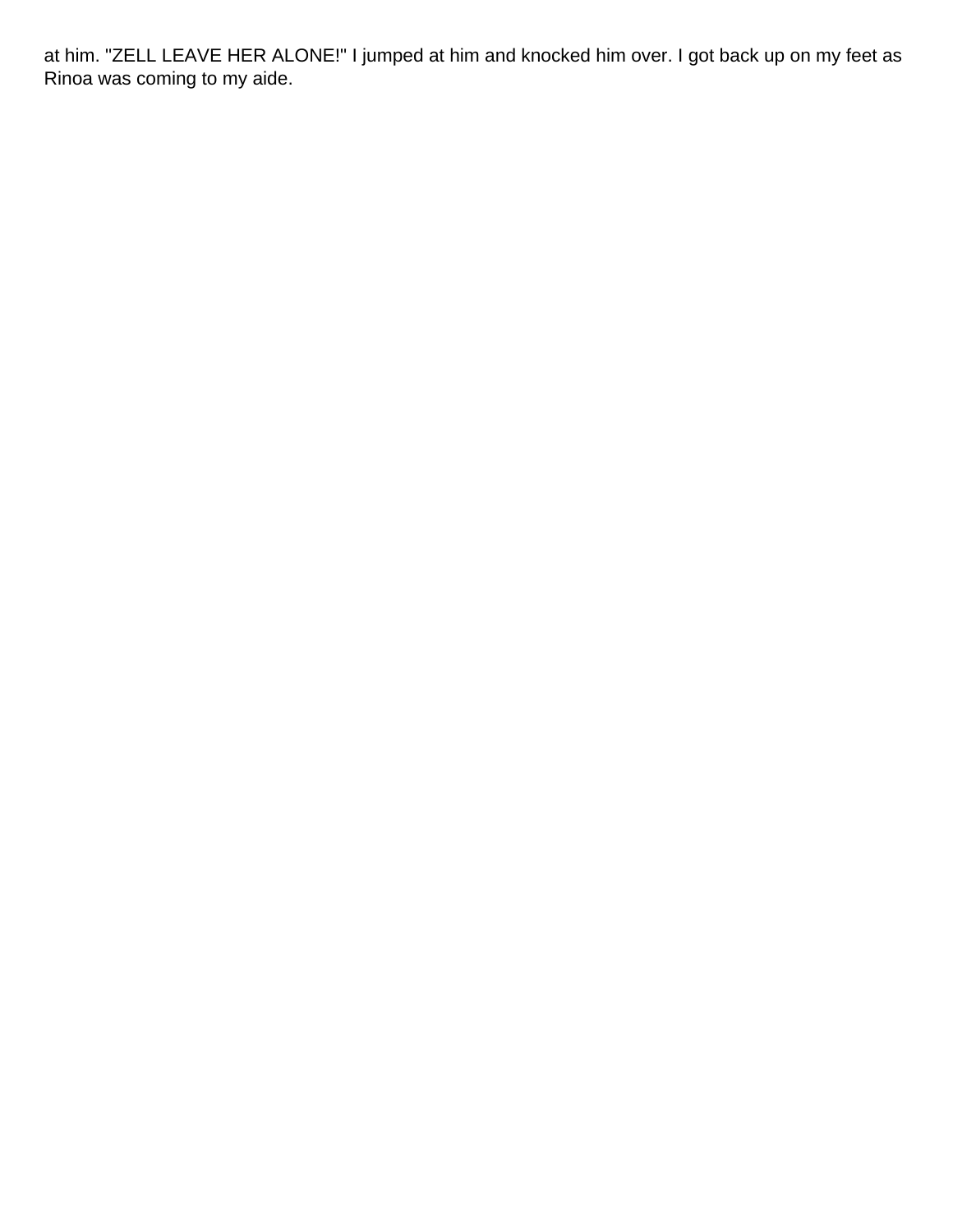at him. "ZELL LEAVE HER ALONE!" I jumped at him and knocked him over. I got back up on my feet as Rinoa was coming to my aide.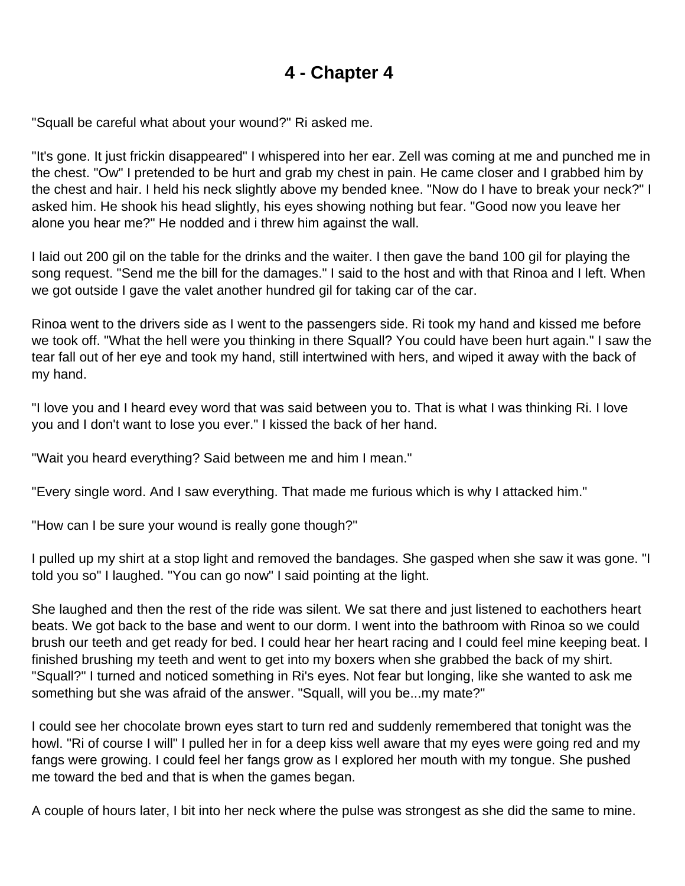# 4 - Chapter 4

"Squall be careful what about your wound?" Ri asked me.

"It's gone. It just frickin disappeared" I whispered into her ear. Zell was coming at me and punched me in the chest. "Ow" I pretended to be hurt and grab my chest in pain. He came closer and I grabbed him by the chest and hair. I held his neck slightly above my bended knee. "Now do I have to break your neck?" I asked him. He shook his head slightly, his eyes showing nothing but fear. "Good now you leave her alone you hear me?" He nodded and i threw him against the wall.

I laid out 200 gil on the table for the drinks and the waiter. I then gave the band 100 gil for playing the song request. "Send me the bill for the damages." I said to the host and with that Rinoa and I left. When we got outside I gave the valet another hundred gil for taking car of the car.

Rinoa went to the drivers side as I went to the passengers side. Ri took my hand and kissed me before we took off. "What the hell were you thinking in there Squall? You could have been hurt again." I saw the tear fall out of her eye and took my hand, still intertwined with hers, and wiped it away with the back of my hand.

"I love you and I heard evey word that was said between you to. That is what I was thinking Ri. I love you and I don't want to lose you ever." I kissed the back of her hand.

"Wait you heard everything? Said between me and him I mean."

"Every single word. And I saw everything. That made me furious which is why I attacked him."

"How can I be sure your wound is really gone though?"

I pulled up my shirt at a stop light and removed the bandages. She gasped when she saw it was gone. "I told you so" I laughed. "You can go now" I said pointing at the light.

She laughed and then the rest of the ride was silent. We sat there and just listened to eachothers heart beats. We got back to the base and went to our dorm. I went into the bathroom with Rinoa so we could brush our teeth and get ready for bed. I could hear her heart racing and I could feel mine keeping beat. I finished brushing my teeth and went to get into my boxers when she grabbed the back of my shirt. "Squall?" I turned and noticed something in Ri's eyes. Not fear but longing, like she wanted to ask me something but she was afraid of the answer. "Squall, will you be...my mate?"

I could see her chocolate brown eyes start to turn red and suddenly remembered that tonight was the howl. "Ri of course I will" I pulled her in for a deep kiss well aware that my eyes were going red and my fangs were growing. I could feel her fangs grow as I explored her mouth with my tongue. She pushed me toward the bed and that is when the games began.

A couple of hours later, I bit into her neck where the pulse was strongest as she did the same to mine.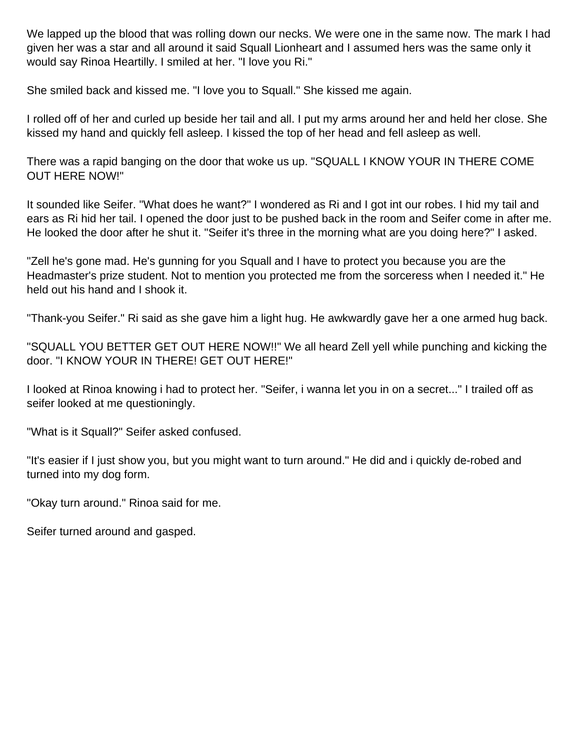We lapped up the blood that was rolling down our necks. We were one in the same now. The mark I had given her was a star and all around it said Squall Lionheart and I assumed hers was the same only it would say Rinoa Heartilly. I smiled at her. "I love you Ri."

She smiled back and kissed me. "I love you to Squall." She kissed me again.

I rolled off of her and curled up beside her tail and all. I put my arms around her and held her close. She kissed my hand and quickly fell asleep. I kissed the top of her head and fell asleep as well.

There was a rapid banging on the door that woke us up. "SQUALL I KNOW YOUR IN THERE COME OUT HERE NOW!"

It sounded like Seifer. "What does he want?" I wondered as Ri and I got int our robes. I hid my tail and ears as Ri hid her tail. I opened the door just to be pushed back in the room and Seifer come in after me. He looked the door after he shut it. "Seifer it's three in the morning what are you doing here?" I asked.

"Zell he's gone mad. He's gunning for you Squall and I have to protect you because you are the Headmaster's prize student. Not to mention you protected me from the sorceress when I needed it." He held out his hand and I shook it.

"Thank-you Seifer." Ri said as she gave him a light hug. He awkwardly gave her a one armed hug back.

"SQUALL YOU BETTER GET OUT HERE NOW!!" We all heard Zell yell while punching and kicking the door. "I KNOW YOUR IN THERE! GET OUT HERE!"

I looked at Rinoa knowing i had to protect her. "Seifer, i wanna let you in on a secret..." I trailed off as seifer looked at me questioningly.

"What is it Squall?" Seifer asked confused.

"It's easier if I just show you, but you might want to turn around." He did and i quickly de-robed and turned into my dog form.

"Okay turn around." Rinoa said for me.

Seifer turned around and gasped.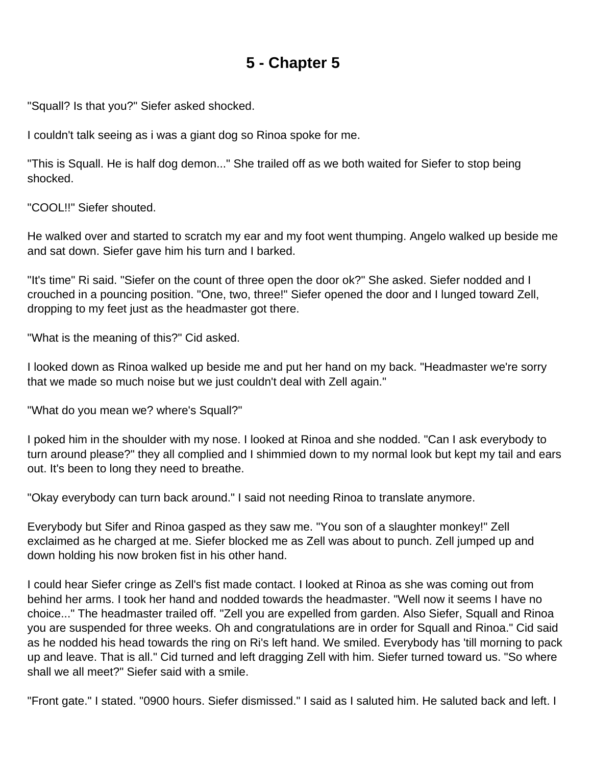# 5 - Chapter 5

"Squall? Is that you?" Siefer asked shocked.

I couldn't talk seeing as i was a giant dog so Rinoa spoke for me.

"This is Squall. He is half dog demon..." She trailed off as we both waited for Siefer to stop being shocked.

"COOL!!" Siefer shouted.

He walked over and started to scratch my ear and my foot went thumping. Angelo walked up beside me and sat down. Siefer gave him his turn and I barked.

"It's time" Ri said. "Siefer on the count of three open the door ok?" She asked. Siefer nodded and I crouched in a pouncing position. "One, two, three!" Siefer opened the door and I lunged toward Zell, dropping to my feet just as the headmaster got there.

"What is the meaning of this?" Cid asked.

I looked down as Rinoa walked up beside me and put her hand on my back. "Headmaster we're sorry that we made so much noise but we just couldn't deal with Zell again."

"What do you mean we? where's Squall?"

I poked him in the shoulder with my nose. I looked at Rinoa and she nodded. "Can I ask everybody to turn around please?" they all complied and I shimmied down to my normal look but kept my tail and ears out. It's been to long they need to breathe.

"Okay everybody can turn back around." I said not needing Rinoa to translate anymore.

Everybody but Sifer and Rinoa gasped as they saw me. "You son of a slaughter monkey!" Zell exclaimed as he charged at me. Siefer blocked me as Zell was about to punch. Zell jumped up and down holding his now broken fist in his other hand.

I could hear Siefer cringe as Zell's fist made contact. I looked at Rinoa as she was coming out from behind her arms. I took her hand and nodded towards the headmaster. "Well now it seems I have no choice..." The headmaster trailed off. "Zell you are expelled from garden. Also Siefer, Squall and Rinoa you are suspended for three weeks. Oh and congratulations are in order for Squall and Rinoa." Cid said as he nodded his head towards the ring on Ri's left hand. We smiled. Everybody has 'till morning to pack up and leave. That is all." Cid turned and left dragging Zell with him. Siefer turned toward us. "So where shall we all meet?" Siefer said with a smile.

"Front gate." I stated. "0900 hours. Siefer dismissed." I said as I saluted him. He saluted back and left. I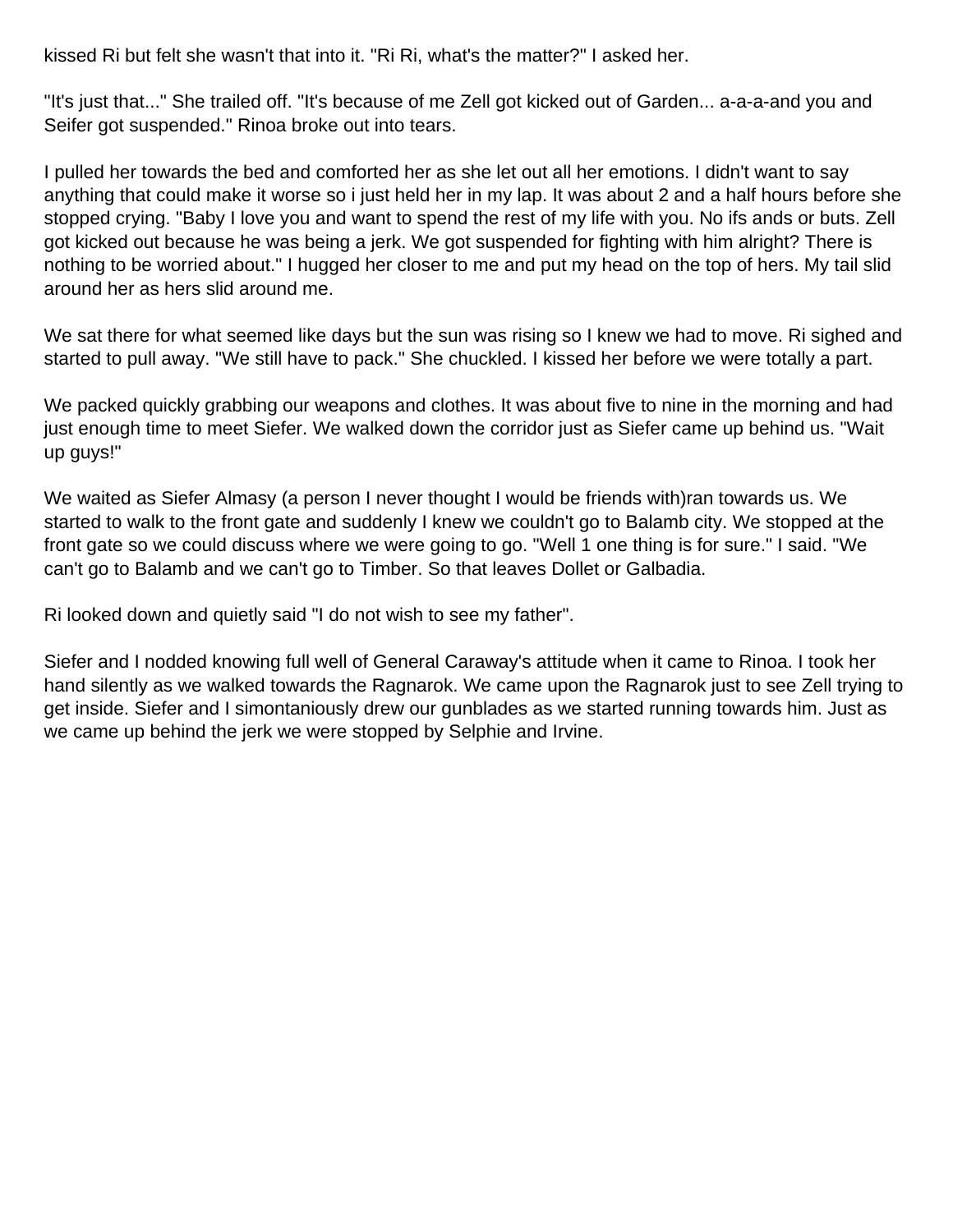kissed Ri but felt she wasn't that into it. "Ri Ri, what's the matter?" I asked her.

"It's just that..." She trailed off. "It's because of me Zell got kicked out of Garden... a-a-a-and you and Seifer got suspended." Rinoa broke out into tears.

I pulled her towards the bed and comforted her as she let out all her emotions. I didn't want to say anything that could make it worse so i just held her in my lap. It was about 2 and a half hours before she stopped crying. "Baby I love you and want to spend the rest of my life with you. No ifs ands or buts. Zell got kicked out because he was being a jerk. We got suspended for fighting with him alright? There is nothing to be worried about." I hugged her closer to me and put my head on the top of hers. My tail slid around her as hers slid around me.

We sat there for what seemed like days but the sun was rising so I knew we had to move. Ri sighed and started to pull away. "We still have to pack." She chuckled. I kissed her before we were totally a part.

We packed quickly grabbing our weapons and clothes. It was about five to nine in the morning and had just enough time to meet Siefer. We walked down the corridor just as Siefer came up behind us. "Wait up guys!"

We waited as Siefer Almasy (a person I never thought I would be friends with)ran towards us. We started to walk to the front gate and suddenly I knew we couldn't go to Balamb city. We stopped at the front gate so we could discuss where we were going to go. "Well 1 one thing is for sure." I said. "We can't go to Balamb and we can't go to Timber. So that leaves Dollet or Galbadia.

Ri looked down and quietly said "I do not wish to see my father".

Siefer and I nodded knowing full well of General Caraway's attitude when it came to Rinoa. I took her hand silently as we walked towards the Ragnarok. We came upon the Ragnarok just to see Zell trying to get inside. Siefer and I simontaniously drew our gunblades as we started running towards him. Just as we came up behind the jerk we were stopped by Selphie and Irvine.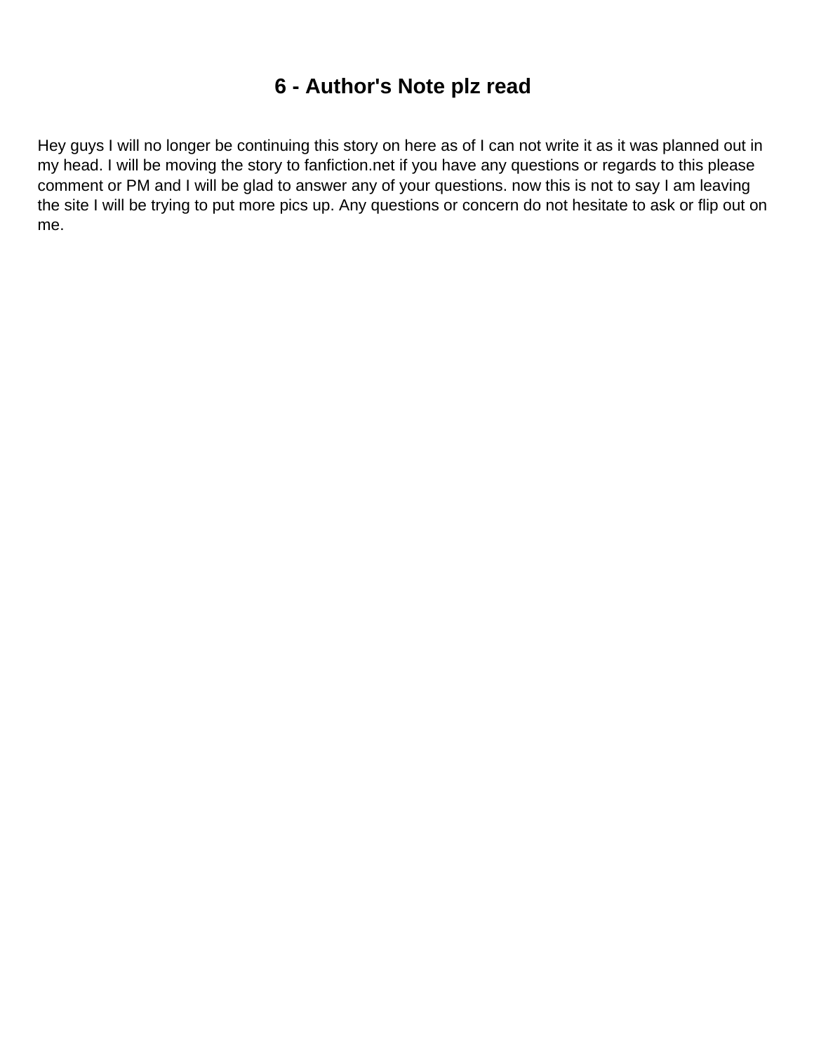# 6 - Author's Note plz read

Hey guys I will no longer be continuing this story on here as of I can not write it as it was planned out in my head. I will be moving the story to fanfiction.net if you have any questions or regards to this please comment or PM and I will be glad to answer any of your questions. now this is not to say I am leaving the site I will be trying to put more pics up. Any questions or concern do not hesitate to ask or flip out on me.